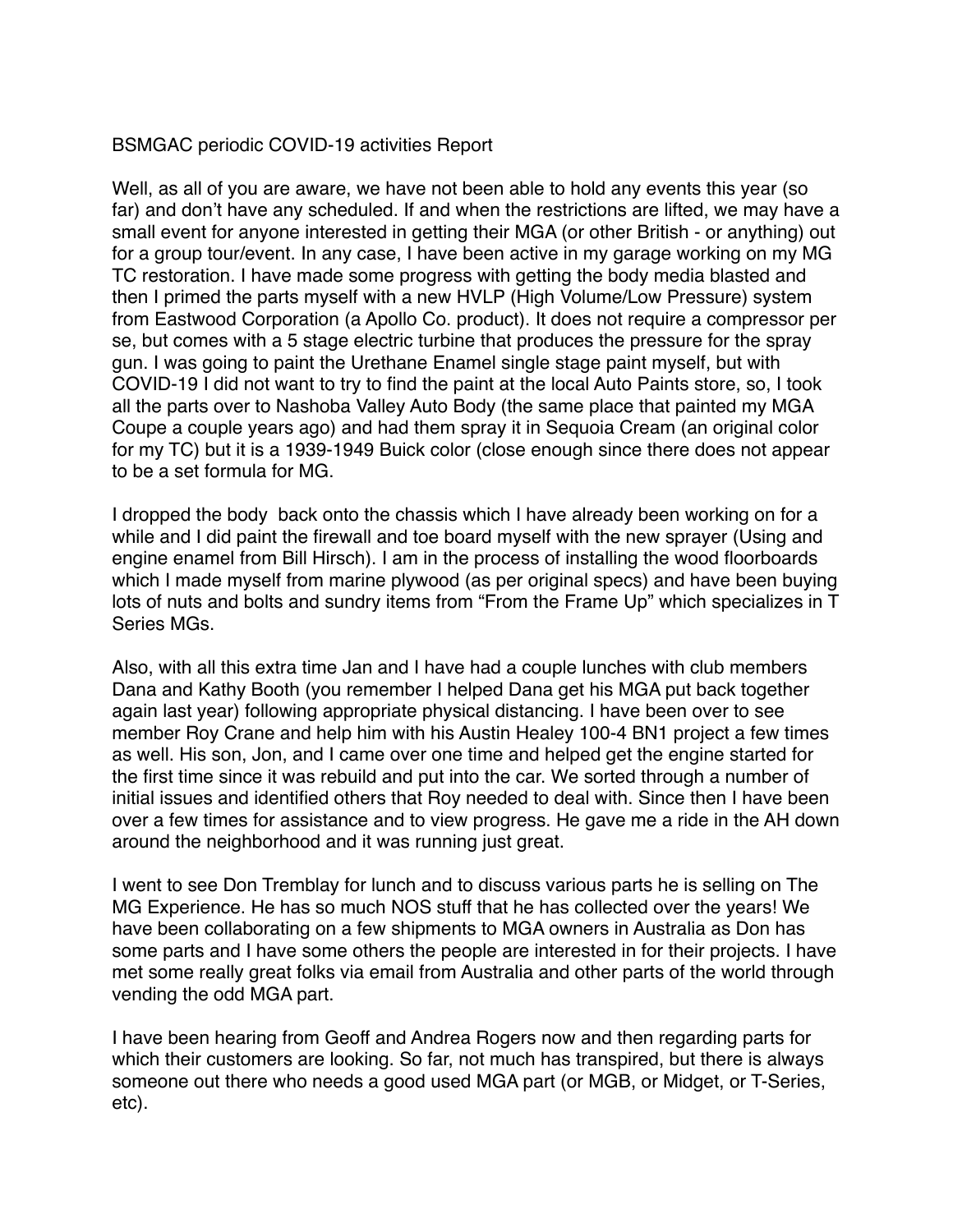BSMGAC periodic COVID-19 activities Report

Well, as all of you are aware, we have not been able to hold any events this year (so far) and don't have any scheduled. If and when the restrictions are lifted, we may have a small event for anyone interested in getting their MGA (or other British - or anything) out for a group tour/event. In any case, I have been active in my garage working on my MG TC restoration. I have made some progress with getting the body media blasted and then I primed the parts myself with a new HVLP (High Volume/Low Pressure) system from Eastwood Corporation (a Apollo Co. product). It does not require a compressor per se, but comes with a 5 stage electric turbine that produces the pressure for the spray gun. I was going to paint the Urethane Enamel single stage paint myself, but with COVID-19 I did not want to try to find the paint at the local Auto Paints store, so, I took all the parts over to Nashoba Valley Auto Body (the same place that painted my MGA Coupe a couple years ago) and had them spray it in Sequoia Cream (an original color for my TC) but it is a 1939-1949 Buick color (close enough since there does not appear to be a set formula for MG.

I dropped the body back onto the chassis which I have already been working on for a while and I did paint the firewall and toe board myself with the new sprayer (Using and engine enamel from Bill Hirsch). I am in the process of installing the wood floorboards which I made myself from marine plywood (as per original specs) and have been buying lots of nuts and bolts and sundry items from "From the Frame Up" which specializes in T Series MGs.

Also, with all this extra time Jan and I have had a couple lunches with club members Dana and Kathy Booth (you remember I helped Dana get his MGA put back together again last year) following appropriate physical distancing. I have been over to see member Roy Crane and help him with his Austin Healey 100-4 BN1 project a few times as well. His son, Jon, and I came over one time and helped get the engine started for the first time since it was rebuild and put into the car. We sorted through a number of initial issues and identified others that Roy needed to deal with. Since then I have been over a few times for assistance and to view progress. He gave me a ride in the AH down around the neighborhood and it was running just great.

I went to see Don Tremblay for lunch and to discuss various parts he is selling on The MG Experience. He has so much NOS stuff that he has collected over the years! We have been collaborating on a few shipments to MGA owners in Australia as Don has some parts and I have some others the people are interested in for their projects. I have met some really great folks via email from Australia and other parts of the world through vending the odd MGA part.

I have been hearing from Geoff and Andrea Rogers now and then regarding parts for which their customers are looking. So far, not much has transpired, but there is always someone out there who needs a good used MGA part (or MGB, or Midget, or T-Series, etc).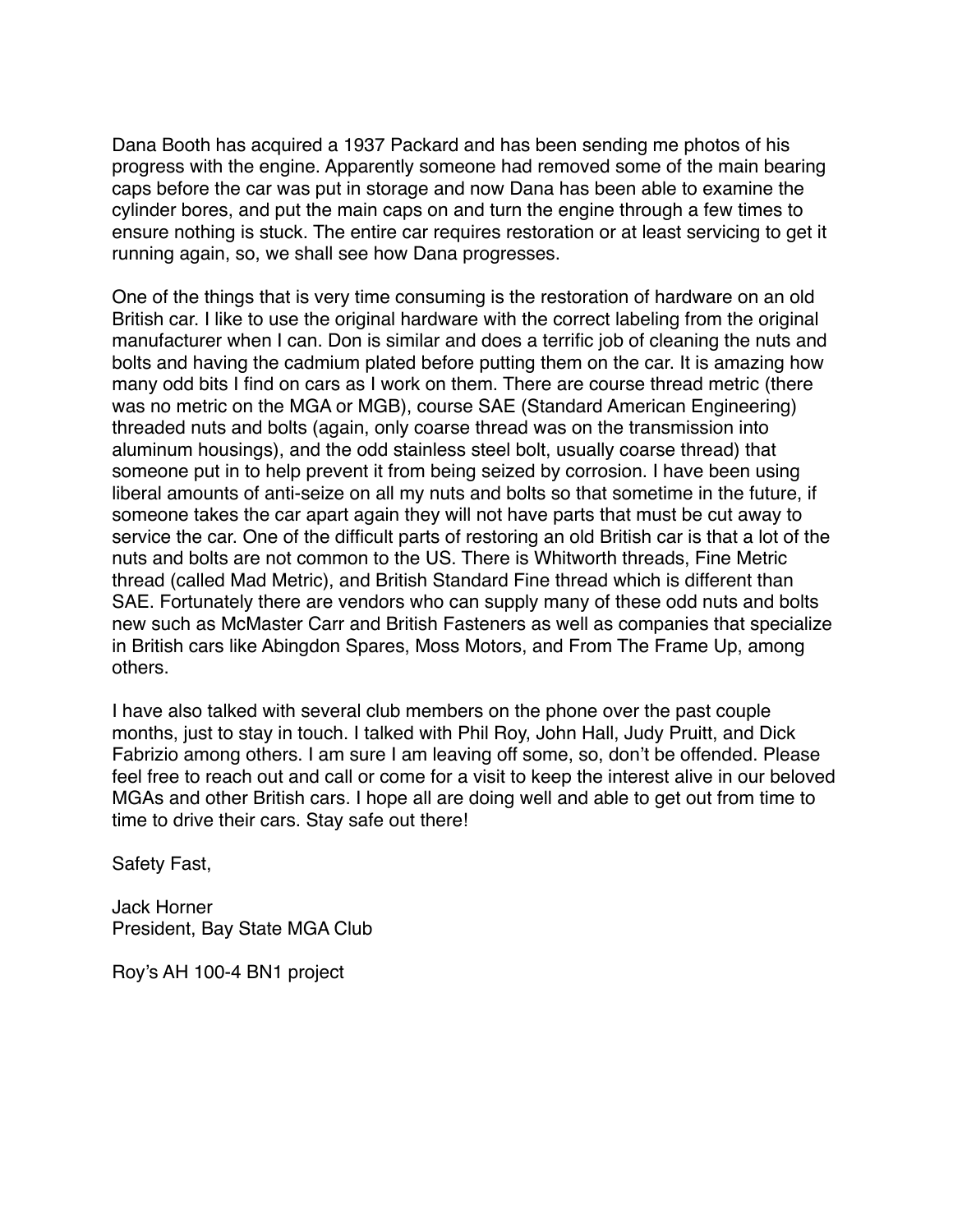Dana Booth has acquired a 1937 Packard and has been sending me photos of his progress with the engine. Apparently someone had removed some of the main bearing caps before the car was put in storage and now Dana has been able to examine the cylinder bores, and put the main caps on and turn the engine through a few times to ensure nothing is stuck. The entire car requires restoration or at least servicing to get it running again, so, we shall see how Dana progresses.

One of the things that is very time consuming is the restoration of hardware on an old British car. I like to use the original hardware with the correct labeling from the original manufacturer when I can. Don is similar and does a terrific job of cleaning the nuts and bolts and having the cadmium plated before putting them on the car. It is amazing how many odd bits I find on cars as I work on them. There are course thread metric (there was no metric on the MGA or MGB), course SAE (Standard American Engineering) threaded nuts and bolts (again, only coarse thread was on the transmission into aluminum housings), and the odd stainless steel bolt, usually coarse thread) that someone put in to help prevent it from being seized by corrosion. I have been using liberal amounts of anti-seize on all my nuts and bolts so that sometime in the future, if someone takes the car apart again they will not have parts that must be cut away to service the car. One of the difficult parts of restoring an old British car is that a lot of the nuts and bolts are not common to the US. There is Whitworth threads, Fine Metric thread (called Mad Metric), and British Standard Fine thread which is different than SAE. Fortunately there are vendors who can supply many of these odd nuts and bolts new such as McMaster Carr and British Fasteners as well as companies that specialize in British cars like Abingdon Spares, Moss Motors, and From The Frame Up, among others.

I have also talked with several club members on the phone over the past couple months, just to stay in touch. I talked with Phil Roy, John Hall, Judy Pruitt, and Dick Fabrizio among others. I am sure I am leaving off some, so, don't be offended. Please feel free to reach out and call or come for a visit to keep the interest alive in our beloved MGAs and other British cars. I hope all are doing well and able to get out from time to time to drive their cars. Stay safe out there!

Safety Fast,

Jack Horner
President, Bay State MGA Club

Roy's AH 100-4 BN1 project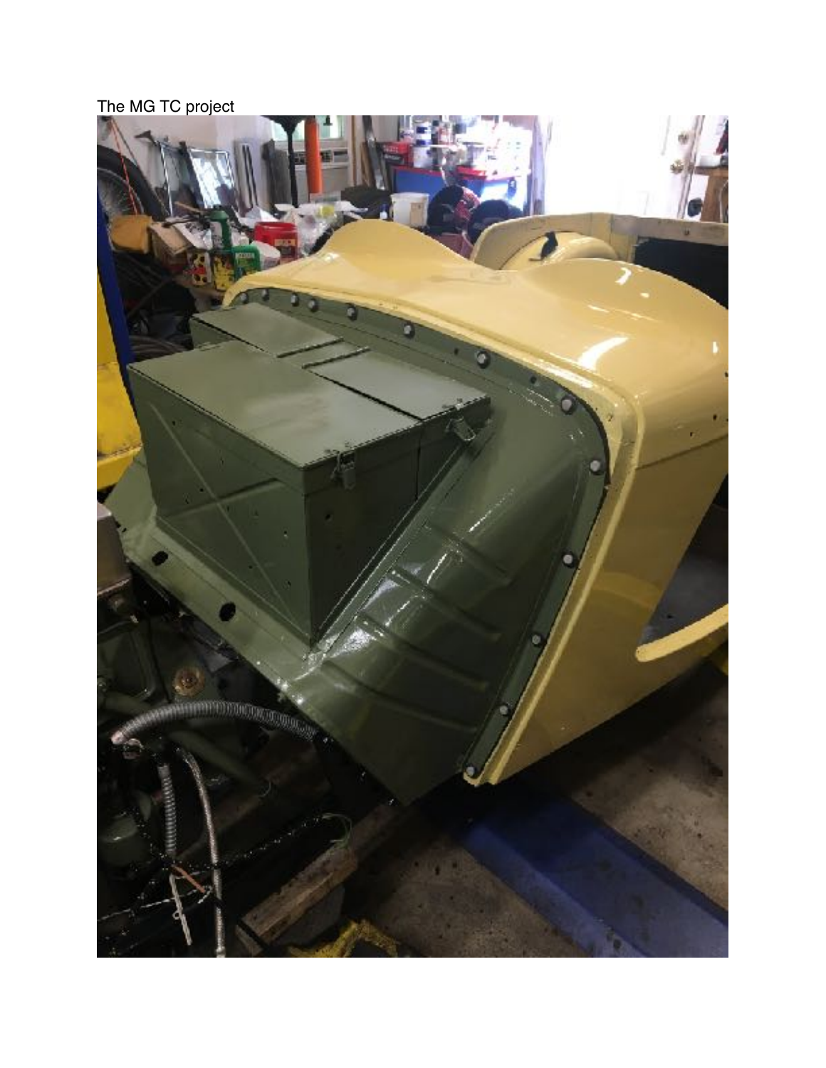The MG TC project